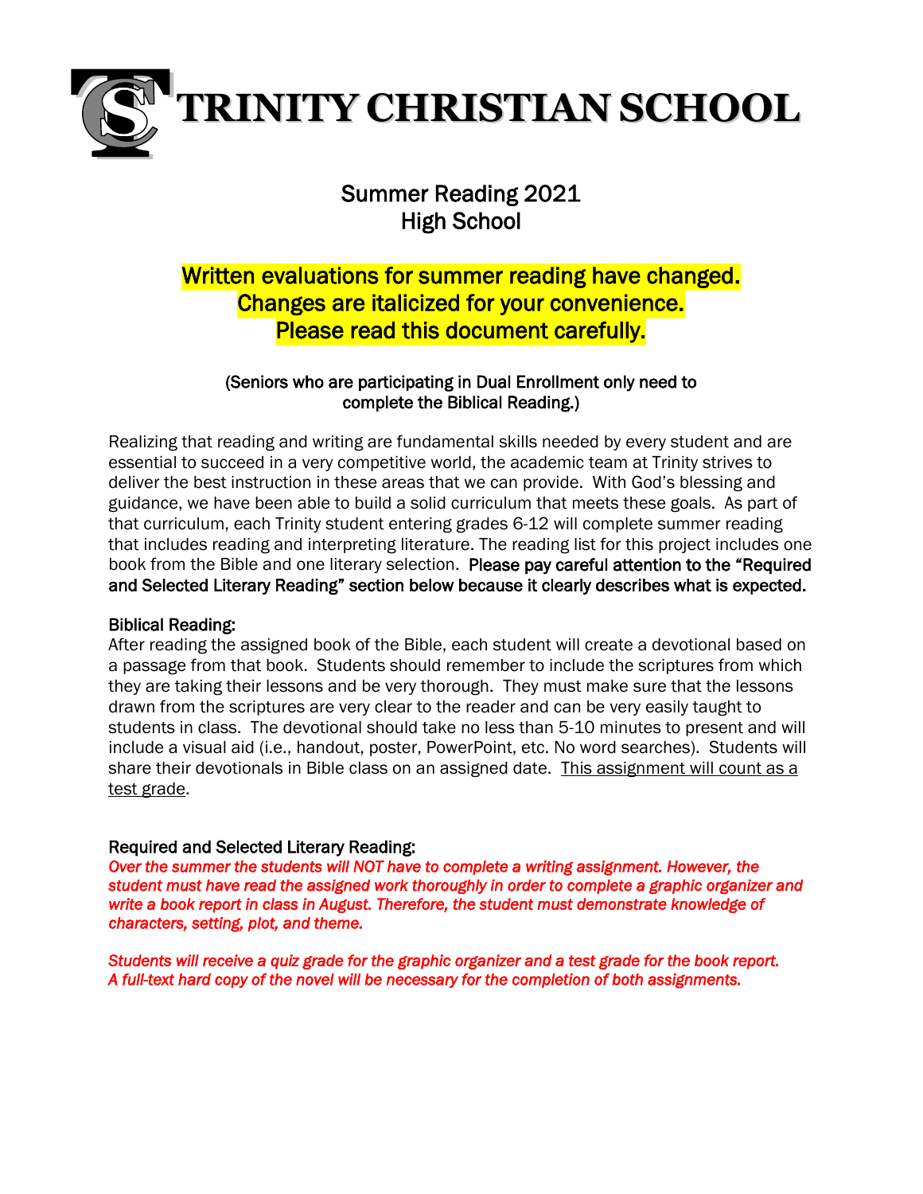# TRINITY CHRISTIAN SCHOOL

## Summary Reading 2021
## High School

**Written evaluations for summer reading have changed.**
**Changes are italicized for your convenience.**
**Please read this document carefully.**

(Seniors who are participating in Dual Enrollment only need to complete the Biblical Reading.)

Realizing that reading and writing are fundamental skills needed by every student and are essential to succeed in a very competitive world, the academic team at Trinity strives to deliver the best instruction in these areas that we can provide. With God's blessing and guidance, we have been able to build a solid curriculum that meets these goals. As part of that curriculum, each Trinity student entering grades 6-12 will complete summer reading that includes reading and interpreting literature. The reading list for this project includes one book from the Bible and one literary selection. **Please pay careful attention to the "Required and Selected Literary Reading" section below because it clearly describes what is expected.**

### Biblical Reading:

After reading the assigned book of the Bible, each student will create a devotional based on a passage from that book. Students should remember to include the scriptures from which they are taking their lessons and be very thorough. They must make sure that the lessons drawn from the scriptures are very clear to the reader and can be very easily taught to students in class. The devotional should take no less than 5-10 minutes to present and will include a visual aid (i.e., handout, poster, PowerPoint, etc. No word searches). Students will share their devotionals in Bible class on an assigned date. This assignment will count as a test grade.

### Required and Selected Literary Reading:

*Over the summer the students will NOT have to complete a writing assignment. However, the student must have read the assigned work thoroughly in order to complete a graphic organizer and write a book report in class in August. Therefore, the student must demonstrate knowledge of characters, setting, plot, and theme.*

*Students will receive a quiz grade for the graphic organizer and a test grade for the book report. A full-text hard copy of the novel will be necessary for the completion of both assignments.*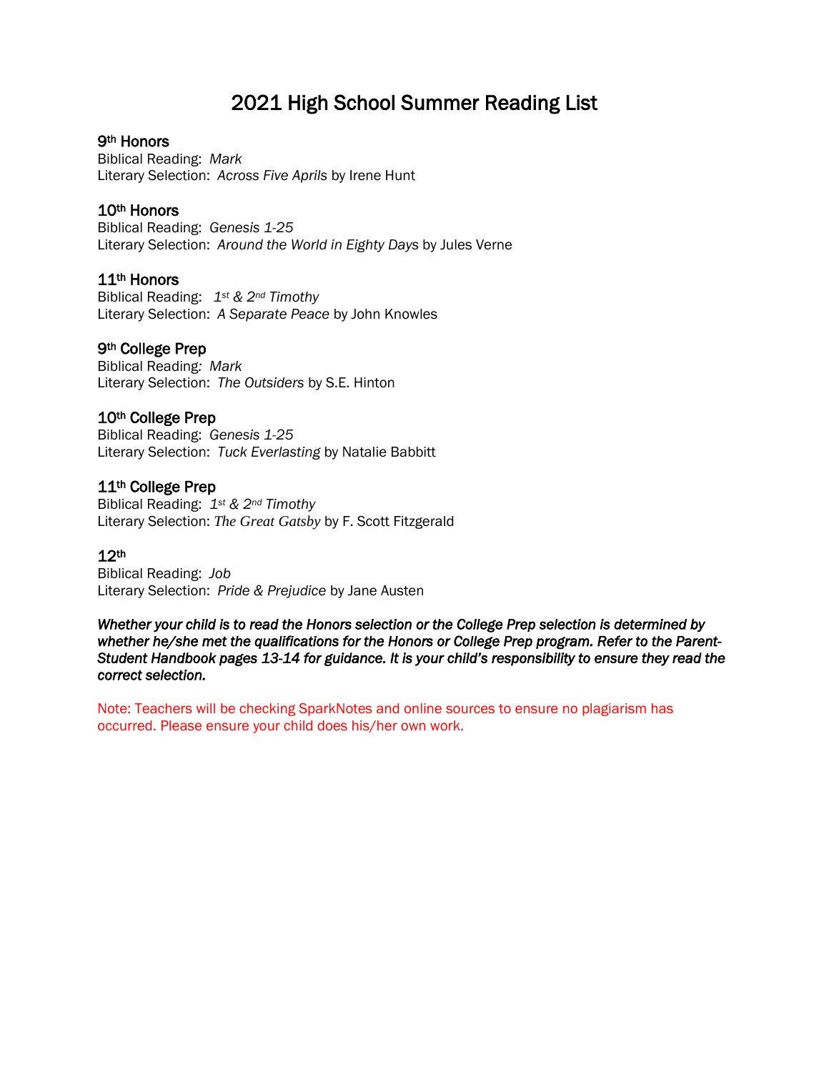# 2021 High School Summer Reading List

## 9th Honors

Biblical Reading: *Mark*
Literary Selection: *Across Five Aprils* by Irene Hunt

## 10th Honors

Biblical Reading: *Genesis 1-25*
Literary Selection: *Around the World in Eighty Days* by Jules Verne

## 11th Honors

Biblical Reading: *1st & 2nd Timothy*
Literary Selection: *A Separate Peace* by John Knowles

## 9th College Prep

Biblical Reading: *Mark*
Literary Selection: *The Outsiders* by S.E. Hinton

## 10th College Prep

Biblical Reading: *Genesis 1-25*
Literary Selection: *Tuck Everlasting* by Natalie Babbitt

## 11th College Prep

Biblical Reading: *1st & 2nd Timothy*
Literary Selection: *The Great Gatsby* by F. Scott Fitzgerald

## 12th

Biblical Reading: *Job*
Literary Selection: *Pride & Prejudice* by Jane Austen

***Whether your child is to read the Honors selection or the College Prep selection is determined by whether he/she met the qualifications for the Honors or College Prep program. Refer to the Parent-Student Handbook pages 13-14 for guidance. It is your child's responsibility to ensure they read the correct selection.***

Note: Teachers will be checking SparkNotes and online sources to ensure no plagiarism has occurred. Please ensure your child does his/her own work.